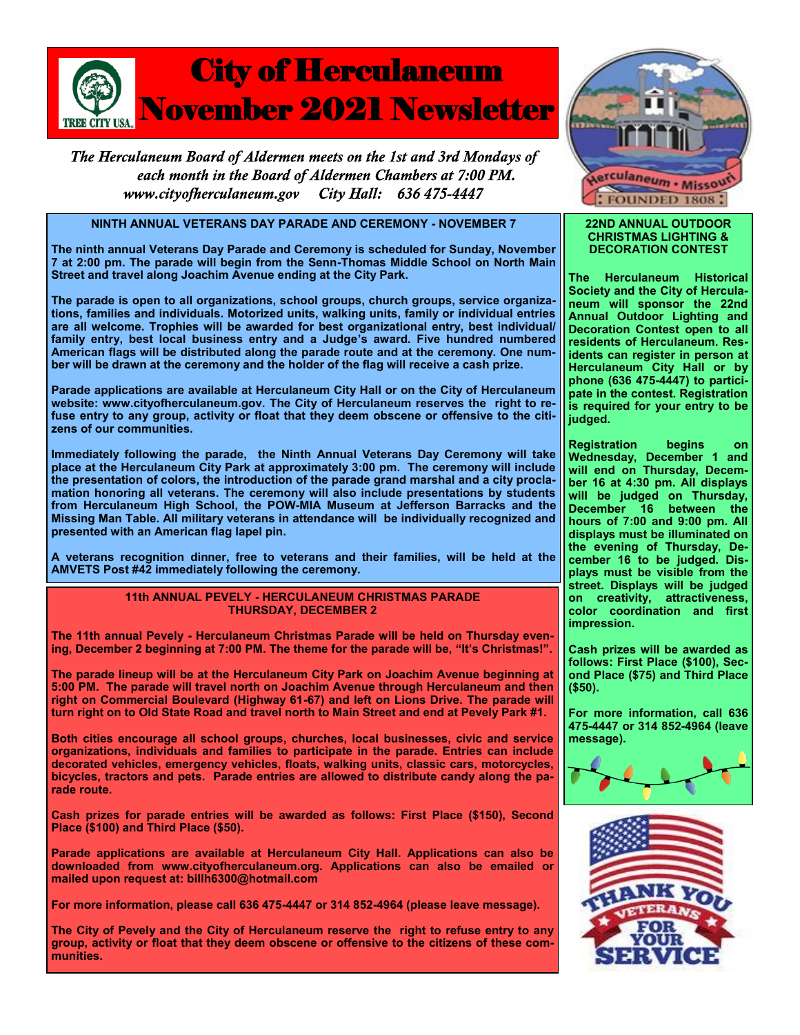# City of Herculaneum November 2021 Newsletter

*The Herculaneum Board of Aldermen meets on the 1st and 3rd Mondays of each month in the Board of Aldermen Chambers at 7:00 PM.*
*www.cityofherculaneum.gov City Hall: 636 475-4447*

## NINTH ANNUAL VETERANS DAY PARADE AND CEREMONY - NOVEMBER 7

**The ninth annual Veterans Day Parade and Ceremony is scheduled for Sunday, November 7 at 2:00 pm. The parade will begin from the Senn-Thomas Middle School on North Main Street and travel along Joachim Avenue ending at the City Park.**

**The parade is open to all organizations, school groups, church groups, service organizations, families and individuals. Motorized units, walking units, family or individual entries are all welcome. Trophies will be awarded for best organizational entry, best individual/ family entry, best local business entry and a Judge's award. Five hundred numbered American flags will be distributed along the parade route and at the ceremony. One number will be drawn at the ceremony and the holder of the flag will receive a cash prize.**

**Parade applications are available at Herculaneum City Hall or on the City of Herculaneum website: www.cityofherculaneum.gov. The City of Herculaneum reserves the right to refuse entry to any group, activity or float that they deem obscene or offensive to the citizens of our communities.**

**Immediately following the parade, the Ninth Annual Veterans Day Ceremony will take place at the Herculaneum City Park at approximately 3:00 pm. The ceremony will include the presentation of colors, the introduction of the parade grand marshal and a city proclamation honoring all veterans. The ceremony will also include presentations by students from Herculaneum High School, the POW-MIA Museum at Jefferson Barracks and the Missing Man Table. All military veterans in attendance will be individually recognized and presented with an American flag lapel pin.**

**A veterans recognition dinner, free to veterans and their families, will be held at the AMVETS Post #42 immediately following the ceremony.**

## 11th ANNUAL PEVELY - HERCULANEUM CHRISTMAS PARADE THURSDAY, DECEMBER 2

**The 11th annual Pevely - Herculaneum Christmas Parade will be held on Thursday evening, December 2 beginning at 7:00 PM. The theme for the parade will be, "It's Christmas!".**

**The parade lineup will be at the Herculaneum City Park on Joachim Avenue beginning at 5:00 PM. The parade will travel north on Joachim Avenue through Herculaneum and then right on Commercial Boulevard (Highway 61-67) and left on Lions Drive. The parade will turn right on to Old State Road and travel north to Main Street and end at Pevely Park #1.**

**Both cities encourage all school groups, churches, local businesses, civic and service organizations, individuals and families to participate in the parade. Entries can include decorated vehicles, emergency vehicles, floats, walking units, classic cars, motorcycles, bicycles, tractors and pets. Parade entries are allowed to distribute candy along the parade route.**

**Cash prizes for parade entries will be awarded as follows: First Place ($150), Second Place ($100) and Third Place ($50).**

**Parade applications are available at Herculaneum City Hall. Applications can also be downloaded from www.cityofherculaneum.org. Applications can also be emailed or mailed upon request at: billh6300@hotmail.com**

**For more information, please call 636 475-4447 or 314 852-4964 (please leave message).**

**The City of Pevely and the City of Herculaneum reserve the right to refuse entry to any group, activity or float that they deem obscene or offensive to the citizens of these communities.**

## 22ND ANNUAL OUTDOOR CHRISTMAS LIGHTING & DECORATION CONTEST

**The Herculaneum Historical Society and the City of Herculaneum will sponsor the 22nd Annual Outdoor Lighting and Decoration Contest open to all residents of Herculaneum. Residents can register in person at Herculaneum City Hall or by phone (636 475-4447) to participate in the contest. Registration is required for your entry to be judged.**

**Registration begins on Wednesday, December 1 and will end on Thursday, December 16 at 4:30 pm. All displays will be judged on Thursday, December 16 between the hours of 7:00 and 9:00 pm. All displays must be illuminated on the evening of Thursday, December 16 to be judged. Displays must be visible from the street. Displays will be judged on creativity, attractiveness, color coordination and first impression.**

**Cash prizes will be awarded as follows: First Place ($100), Second Place ($75) and Third Place ($50).**

**For more information, call 636 475-4447 or 314 852-4964 (leave message).**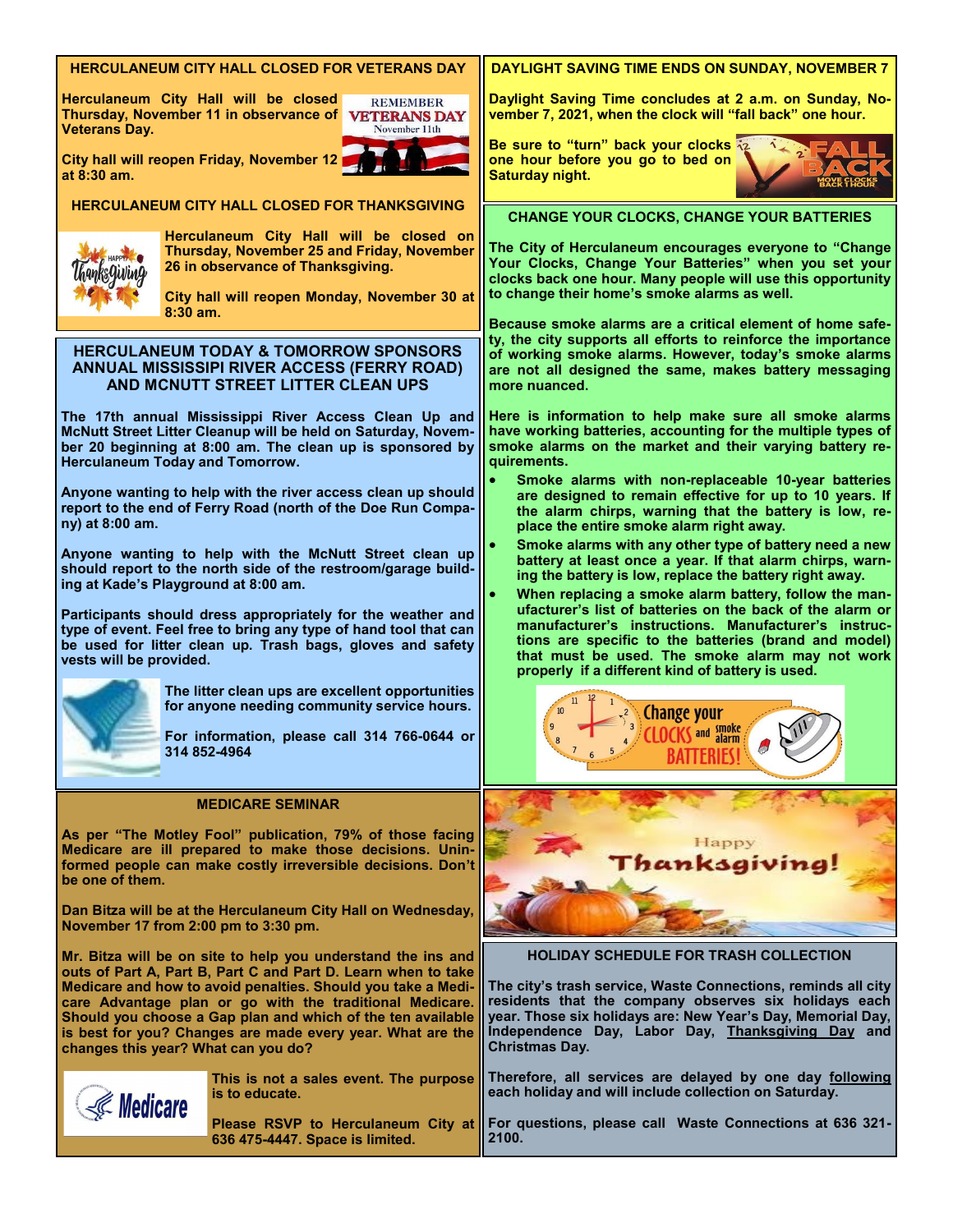## HERCULANEUM CITY HALL CLOSED FOR VETERANS DAY

**Herculaneum City Hall will be closed Thursday, November 11 in observance of Veterans Day.**

**City hall will reopen Friday, November 12 at 8:30 am.**

## HERCULANEUM CITY HALL CLOSED FOR THANKSGIVING

**Herculaneum City Hall will be closed on Thursday, November 25 and Friday, November 26 in observance of Thanksgiving.**

**City hall will reopen Monday, November 30 at 8:30 am.**

## HERCULANEUM TODAY & TOMORROW SPONSORS ANNUAL MISSISSIPI RIVER ACCESS (FERRY ROAD) AND MCNUTT STREET LITTER CLEAN UPS

**The 17th annual Mississippi River Access Clean Up and McNutt Street Litter Cleanup will be held on Saturday, November 20 beginning at 8:00 am. The clean up is sponsored by Herculaneum Today and Tomorrow.**

**Anyone wanting to help with the river access clean up should report to the end of Ferry Road (north of the Doe Run Company) at 8:00 am.**

**Anyone wanting to help with the McNutt Street clean up should report to the north side of the restroom/garage building at Kade's Playground at 8:00 am.**

**Participants should dress appropriately for the weather and type of event. Feel free to bring any type of hand tool that can be used for litter clean up. Trash bags, gloves and safety vests will be provided.**

**The litter clean ups are excellent opportunities for anyone needing community service hours.**

**For information, please call 314 766-0644 or 314 852-4964**

## MEDICARE SEMINAR

**As per "The Motley Fool" publication, 79% of those facing Medicare are ill prepared to make those decisions. Uninformed people can make costly irreversible decisions. Don't be one of them.**

**Dan Bitza will be at the Herculaneum City Hall on Wednesday, November 17 from 2:00 pm to 3:30 pm.**

**Mr. Bitza will be on site to help you understand the ins and outs of Part A, Part B, Part C and Part D. Learn when to take Medicare and how to avoid penalties. Should you take a Medicare Advantage plan or go with the traditional Medicare. Should you choose a Gap plan and which of the ten available is best for you? Changes are made every year. What are the changes this year? What can you do?**

**This is not a sales event. The purpose is to educate.**

**Please RSVP to Herculaneum City at 636 475-4447. Space is limited.**

## DAYLIGHT SAVING TIME ENDS ON SUNDAY, NOVEMBER 7

**Daylight Saving Time concludes at 2 a.m. on Sunday, November 7, 2021, when the clock will "fall back" one hour.**

**Be sure to "turn" back your clocks one hour before you go to bed on Saturday night.**

## CHANGE YOUR CLOCKS, CHANGE YOUR BATTERIES

**The City of Herculaneum encourages everyone to "Change Your Clocks, Change Your Batteries" when you set your clocks back one hour. Many people will use this opportunity to change their home's smoke alarms as well.**

**Because smoke alarms are a critical element of home safety, the city supports all efforts to reinforce the importance of working smoke alarms. However, today's smoke alarms are not all designed the same, makes battery messaging more nuanced.**

**Here is information to help make sure all smoke alarms have working batteries, accounting for the multiple types of smoke alarms on the market and their varying battery requirements.**

- **Smoke alarms with non-replaceable 10-year batteries are designed to remain effective for up to 10 years. If the alarm chirps, warning that the battery is low, replace the entire smoke alarm right away.**
- **Smoke alarms with any other type of battery need a new battery at least once a year. If that alarm chirps, warning the battery is low, replace the battery right away.**
- **When replacing a smoke alarm battery, follow the manufacturer's list of batteries on the back of the alarm or manufacturer's instructions. Manufacturer's instructions are specific to the batteries (brand and model) that must be used. The smoke alarm may not work properly if a different kind of battery is used.**

## HOLIDAY SCHEDULE FOR TRASH COLLECTION

**The city's trash service, Waste Connections, reminds all city residents that the company observes six holidays each year. Those six holidays are: New Year's Day, Memorial Day, Independence Day, Labor Day, Thanksgiving Day and Christmas Day.**

**Therefore, all services are delayed by one day following each holiday and will include collection on Saturday.**

**For questions, please call Waste Connections at 636 321-2100.**